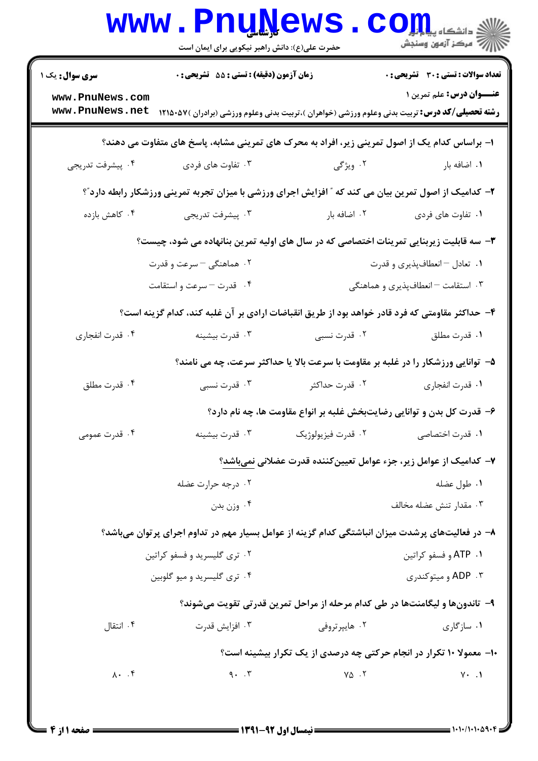**سری سوال:** یک ۱

**زمان آزمون (دقیقه) : تستی : ۵۵ تشریحی : ۰**

**تعداد سوالات : تستی : ۳۰ تشریحی : ۰**

**عنـــوان درس:** علم تمرین ۱

**رشته تحصیلی/کد درس:** تربیت بدنی وعلوم ورزشی (خواهران )،تربیت بدنی وعلوم ورزشی (برادران )۱۲۱۵۰۵۷

**۱- براساس کدام یک از اصول تمرینی زیر، افراد به محرک های تمرینی مشابه، پاسخ های متفاوت می دهند؟**

۱. اضافه بار
۲. ویژگی
۳. تفاوت های فردی
۴. پیشرفت تدریجی

**۲- کدامیک از اصول تمرین بیان می کند که " افزایش اجرای ورزشی با میزان تجربه تمرینی ورزشکار رابطه دارد"؟**

۱. تفاوت های فردی
۲. اضافه بار
۳. پیشرفت تدریجی
۴. کاهش بازده

**۳- سه قابلیت زیربنایی تمرینات اختصاصی که در سال های اولیه تمرین بنانهاده می شود، چیست؟**

۱. تعادل – انعطاف‌پذیری و قدرت
۲. هماهنگی – سرعت و قدرت
۳. استقامت – انعطاف‌پذیری و هماهنگی
۴. قدرت – سرعت و استقامت

**۴- حداکثر مقاومتی که فرد قادر خواهد بود از طریق انقباضات ارادی بر آن غلبه کند، کدام گزینه است؟**

۱. قدرت مطلق
۲. قدرت نسبی
۳. قدرت بیشینه
۴. قدرت انفجاری

**۵- توانایی ورزشکار را در غلبه بر مقاومت با سرعت بالا یا حداکثر سرعت، چه می نامند؟**

۱. قدرت انفجاری
۲. قدرت حداکثر
۳. قدرت نسبی
۴. قدرت مطلق

**۶- قدرت کل بدن و توانایی رضایت‌بخش غلبه بر انواع مقاومت ها، چه نام دارد؟**

۱. قدرت اختصاصی
۲. قدرت فیزیولوژیک
۳. قدرت بیشینه
۴. قدرت عمومی

**۷- کدامیک از عوامل زیر، جزء عوامل تعیین‌کننده قدرت عضلانی نمی‌باشد؟**

۱. طول عضله
۲. درجه حرارت عضله
۳. مقدار تنش عضله مخالف
۴. وزن بدن

**۸- در فعالیت‌های پرشدت میزان انباشتگی کدام گزینه از عوامل بسیار مهم در تداوم اجرای پرتوان می‌باشد؟**

۱. ATP و فسفو کراتین
۲. تری گلیسرید و فسفو کراتین
۳. ADP و میتوکندری
۴. تری گلیسرید و میو گلوبین

**۹- تاندون‌ها و لیگامنت‌ها در طی کدام مرحله از مراحل تمرین قدرتی تقویت می‌شوند؟**

۱. سازگاری
۲. هایپرتروفی
۳. افزایش قدرت
۴. انتقال

**۱۰- معمولا ۱۰ تکرار در انجام حرکتی چه درصدی از یک تکرار بیشینه است؟**

۱. ۷۰
۲. ۷۵
۳. ۹۰
۴. ۸۰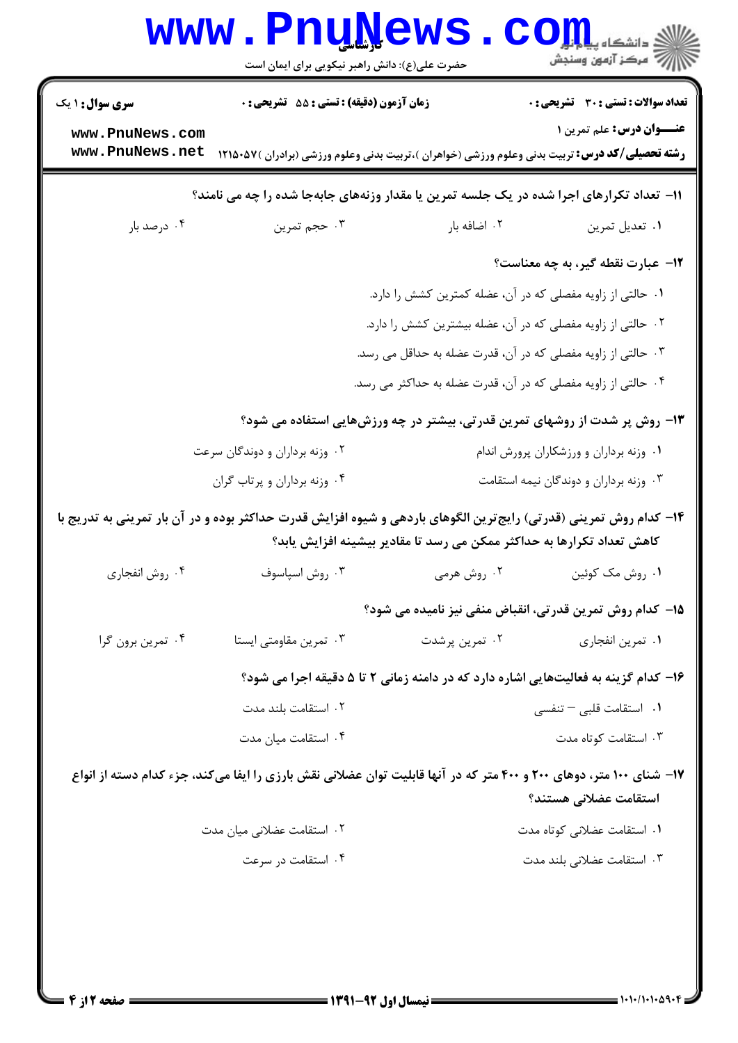۱۱- تعداد تکرارهای اجرا شده در یک جلسه تمرین یا مقدار وزنه‌های جابه‌جا شده را چه می نامند؟

۱. تعدیل تمرین
۲. اضافه بار
۳. حجم تمرین
۴. درصد بار

۱۲- عبارت نقطه گیر، به چه معناست؟

۱. حالتی از زاویه مفصلی که در آن، عضله کمترین کشش را دارد.
۲. حالتی از زاویه مفصلی که در آن، عضله بیشترین کشش را دارد.
۳. حالتی از زاویه مفصلی که در آن، قدرت عضله به حداقل می رسد.
۴. حالتی از زاویه مفصلی که در آن، قدرت عضله به حداکثر می رسد.

۱۳- روش پر شدت از روشهای تمرین قدرتی، بیشتر در چه ورزش‌هایی استفاده می شود؟

۱. وزنه برداران و ورزشکاران پرورش اندام
۲. وزنه برداران و دوندگان سرعت
۳. وزنه برداران و دوندگان نیمه استقامت
۴. وزنه برداران و پرتاب گران

۱۴- کدام روش تمرینی (قدرتی) رایج‌ترین الگوهای باردهی و شیوه افزایش قدرت حداکثر بوده و در آن بار تمرینی به تدریج با کاهش تعداد تکرارها به حداکثر ممکن می رسد تا مقادیر بیشینه افزایش یابد؟

۱. روش مک کوئین
۲. روش هرمی
۳. روش اسپاسوف
۴. روش انفجاری

۱۵- کدام روش تمرین قدرتی، انقباض منفی نیز نامیده می شود؟

۱. تمرین انفجاری
۲. تمرین پرشدت
۳. تمرین مقاومتی ایستا
۴. تمرین برون گرا

۱۶- کدام گزینه به فعالیت‌هایی اشاره دارد که در دامنه زمانی ۲ تا ۵ دقیقه اجرا می شود؟

۱. استقامت قلبی – تنفسی
۲. استقامت بلند مدت
۳. استقامت کوتاه مدت
۴. استقامت میان مدت

۱۷- شنای ۱۰۰ متر، دوهای ۲۰۰ و ۴۰۰ متر که در آنها قابلیت توان عضلانی نقش بارزی را ایفا می‌کند، جزء کدام دسته از انواع استقامت عضلانی هستند؟

۱. استقامت عضلانی کوتاه مدت
۲. استقامت عضلانی میان مدت
۳. استقامت عضلانی بلند مدت
۴. استقامت در سرعت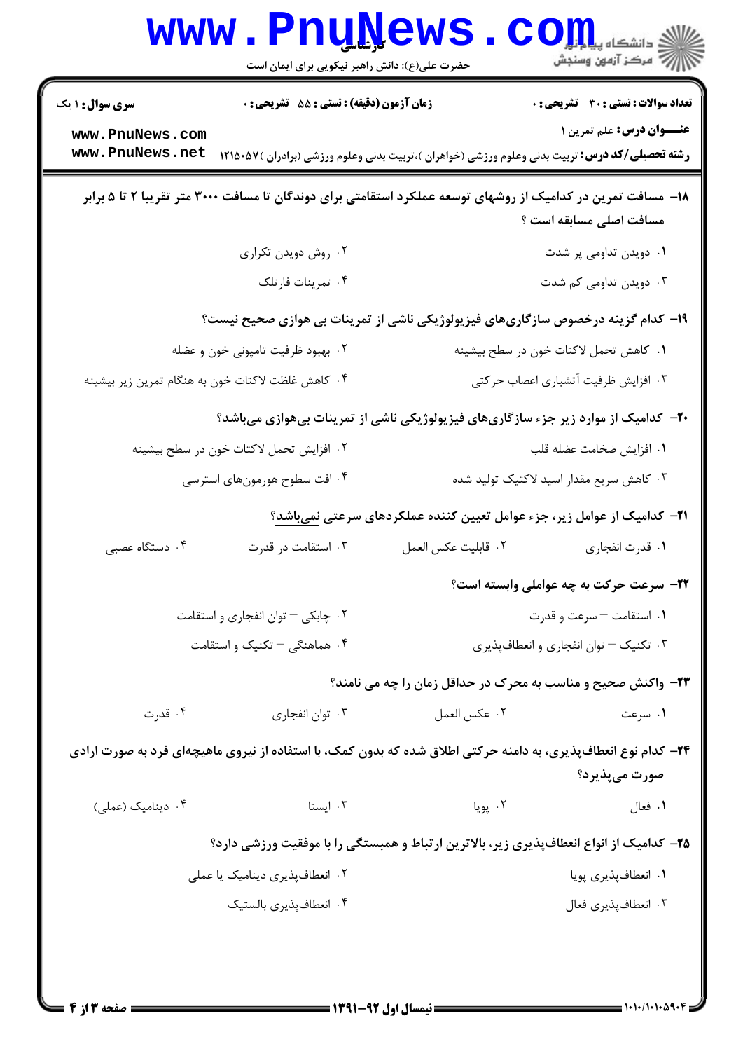**سری سوال:** ۱ یک | **زمان آزمون (دقیقه):** تستی: ۵۵ تشریحی: ۰ | **تعداد سوالات:** تستی: ۳۰ تشریحی: ۰

**عنـــوان درس:** علم تمرین ۱

**رشته تحصیلی/کد درس:** تربیت بدنی وعلوم ورزشی (خواهران )،تربیت بدنی وعلوم ورزشی (برادران )۱۲۱۵۰۵۷

۱۸- مسافت تمرین در کدامیک از روشهای توسعه عملکرد استقامتی برای دوندگان تا مسافت ۳۰۰۰ متر تقریبا ۲ تا ۵ برابر مسافت اصلی مسابقه است ؟

۱. دویدن تداومی پر شدت
۲. روش دویدن تکراری
۳. دویدن تداومی کم شدت
۴. تمرینات فارتلک

۱۹- کدام گزینه درخصوص سازگاری‌های فیزیولوژیکی ناشی از تمرینات بی هوازی صحیح نیست؟

۱. کاهش تحمل لاکتات خون در سطح بیشینه
۲. بهبود ظرفیت تامپونی خون و عضله
۳. افزایش ظرفیت آتشباری اعصاب حرکتی
۴. کاهش غلظت لاکتات خون به هنگام تمرین زیر بیشینه

۲۰- کدامیک از موارد زیر جزء سازگاری‌های فیزیولوژیکی ناشی از تمرینات بی‌هوازی می‌باشد؟

۱. افزایش ضخامت عضله قلب
۲. افزایش تحمل لاکتات خون در سطح بیشینه
۳. کاهش سریع مقدار اسید لاکتیک تولید شده
۴. افت سطوح هورمون‌های استرسی

۲۱- کدامیک از عوامل زیر، جزء عوامل تعیین کننده عملکردهای سرعتی نمی‌باشد؟

۱. قدرت انفجاری
۲. قابلیت عکس العمل
۳. استقامت در قدرت
۴. دستگاه عصبی

۲۲- سرعت حرکت به چه عواملی وابسته است؟

۱. استقامت – سرعت و قدرت
۲. چابکی – توان انفجاری و استقامت
۳. تکنیک – توان انفجاری و انعطاف‌پذیری
۴. هماهنگی – تکنیک و استقامت

۲۳- واکنش صحیح و مناسب به محرک در حداقل زمان را چه می نامند؟

۱. سرعت
۲. عکس العمل
۳. توان انفجاری
۴. قدرت

۲۴- کدام نوع انعطاف‌پذیری، به دامنه حرکتی اطلاق شده که بدون کمک، با استفاده از نیروی ماهیچه‌ای فرد به صورت ارادی صورت می‌پذیرد؟

۱. فعال
۲. پویا
۳. ایستا
۴. دینامیک (عملی)

۲۵- کدامیک از انواع انعطاف‌پذیری زیر، بالاترین ارتباط و همبستگی را با موفقیت ورزشی دارد؟

۱. انعطاف‌پذیری پویا
۲. انعطاف‌پذیری دینامیک یا عملی
۳. انعطاف‌پذیری فعال
۴. انعطاف‌پذیری بالستیک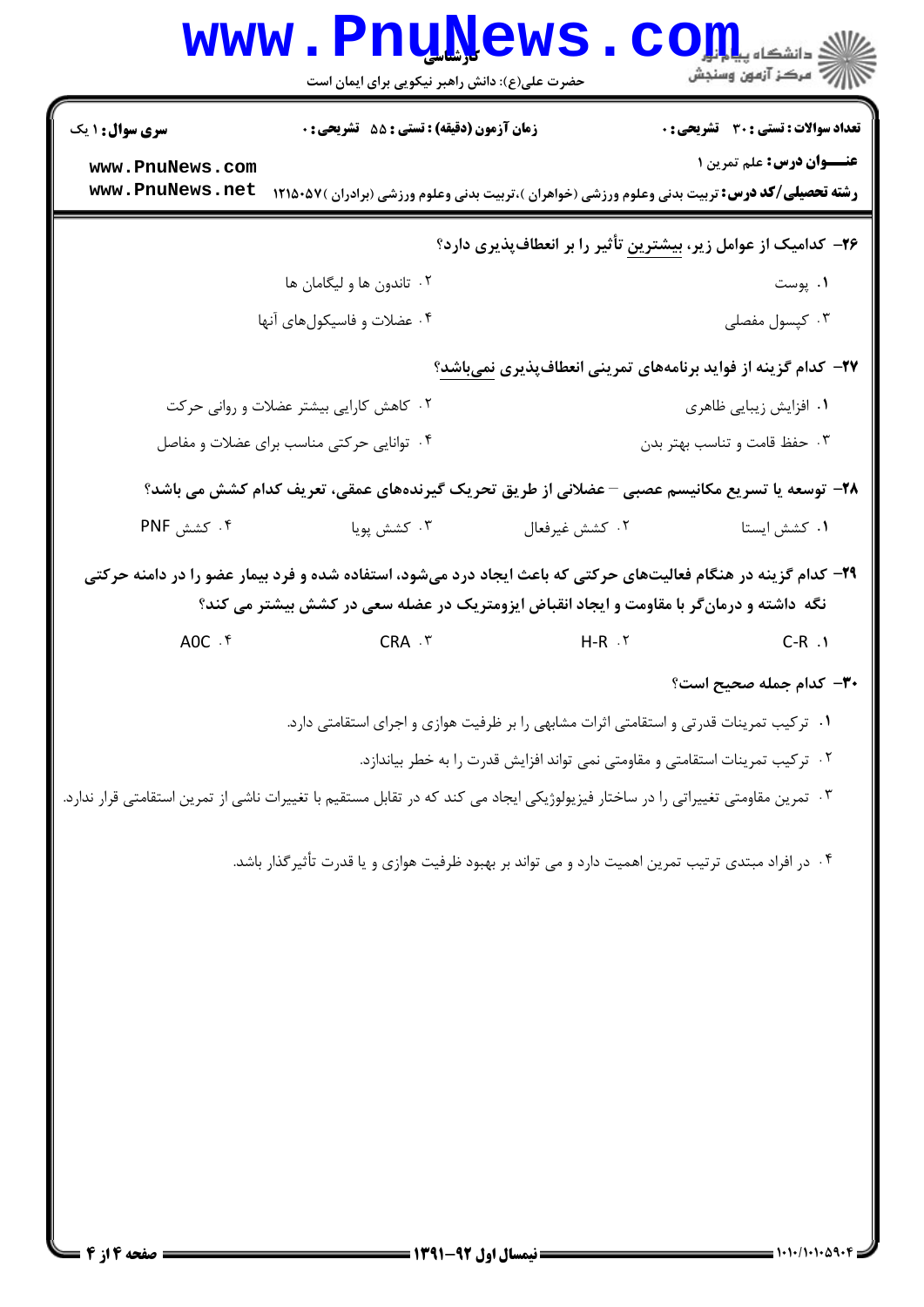۲۶- کدامیک از عوامل زیر، بیشترین تأثیر را بر انعطاف‌پذیری دارد؟

۱. پوست

۲. تاندون ها و لیگامان ها

۳. کپسول مفصلی

۴. عضلات و فاسیکول‌های آنها

۲۷- کدام گزینه از فواید برنامه‌های تمرینی انعطاف‌پذیری نمی‌باشد؟

۱. افزایش زیبایی ظاهری

۲. کاهش کارایی بیشتر عضلات و روانی حرکت

۳. حفظ قامت و تناسب بهتر بدن

۴. توانایی حرکتی مناسب برای عضلات و مفاصل

۲۸- توسعه یا تسریع مکانیسم عصبی – عضلانی از طریق تحریک گیرنده‌های عمقی، تعریف کدام کشش می باشد؟

۱. کشش ایستا

۲. کشش غیرفعال

۳. کشش پویا

۴. کشش PNF

۲۹- کدام گزینه در هنگام فعالیت‌های حرکتی که باعث ایجاد درد می‌شود، استفاده شده و فرد بیمار عضو را در دامنه حرکتی نگه داشته و درمانگر با مقاومت و ایجاد انقباض ایزومتریک در عضله سعی در کشش بیشتر می کند؟

۱. C-R

۲. H-R

۳. CRA

۴. AOC

۳۰- کدام جمله صحیح است؟

۱. ترکیب تمرینات قدرتی و استقامتی اثرات مشابهی را بر ظرفیت هوازی و اجرای استقامتی دارد.

۲. ترکیب تمرینات استقامتی و مقاومتی نمی تواند افزایش قدرت را به خطر بیاندازد.

۳. تمرین مقاومتی تغییراتی را در ساختار فیزیولوژیکی ایجاد می کند که در تقابل مستقیم با تغییرات ناشی از تمرین استقامتی قرار ندارد.

۴. در افراد مبتدی ترتیب تمرین اهمیت دارد و می تواند بر بهبود ظرفیت هوازی و یا قدرت تأثیرگذار باشد.